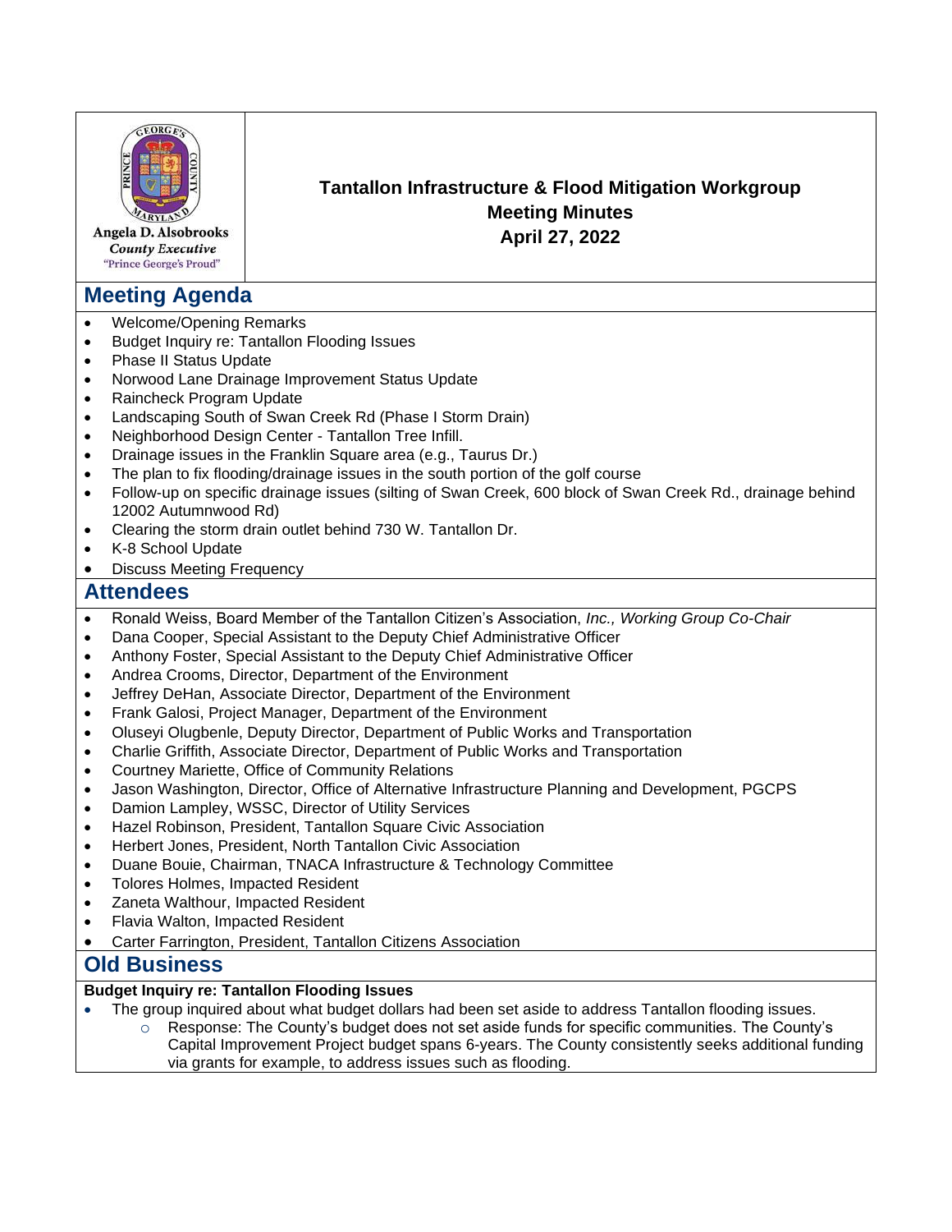Angela D. Alsobrooks
*County Executive*
"Prince George's Proud"

# Tantallon Infrastructure & Flood Mitigation Workgroup
# Meeting Minutes
# April 27, 2022

## Meeting Agenda

- Welcome/Opening Remarks
- Budget Inquiry re: Tantallon Flooding Issues
- Phase II Status Update
- Norwood Lane Drainage Improvement Status Update
- Raincheck Program Update
- Landscaping South of Swan Creek Rd (Phase I Storm Drain)
- Neighborhood Design Center - Tantallon Tree Infill.
- Drainage issues in the Franklin Square area (e.g., Taurus Dr.)
- The plan to fix flooding/drainage issues in the south portion of the golf course
- Follow-up on specific drainage issues (silting of Swan Creek, 600 block of Swan Creek Rd., drainage behind 12002 Autumnwood Rd)
- Clearing the storm drain outlet behind 730 W. Tantallon Dr.
- K-8 School Update
- Discuss Meeting Frequency

## Attendees

- Ronald Weiss, Board Member of the Tantallon Citizen's Association, *Inc., Working Group Co-Chair*
- Dana Cooper, Special Assistant to the Deputy Chief Administrative Officer
- Anthony Foster, Special Assistant to the Deputy Chief Administrative Officer
- Andrea Crooms, Director, Department of the Environment
- Jeffrey DeHan, Associate Director, Department of the Environment
- Frank Galosi, Project Manager, Department of the Environment
- Oluseyi Olugbenle, Deputy Director, Department of Public Works and Transportation
- Charlie Griffith, Associate Director, Department of Public Works and Transportation
- Courtney Mariette, Office of Community Relations
- Jason Washington, Director, Office of Alternative Infrastructure Planning and Development, PGCPS
- Damion Lampley, WSSC, Director of Utility Services
- Hazel Robinson, President, Tantallon Square Civic Association
- Herbert Jones, President, North Tantallon Civic Association
- Duane Bouie, Chairman, TNACA Infrastructure & Technology Committee
- Tolores Holmes, Impacted Resident
- Zaneta Walthour, Impacted Resident
- Flavia Walton, Impacted Resident
- Carter Farrington, President, Tantallon Citizens Association

## Old Business

**Budget Inquiry re: Tantallon Flooding Issues**

- The group inquired about what budget dollars had been set aside to address Tantallon flooding issues.
  - Response: The County's budget does not set aside funds for specific communities. The County's Capital Improvement Project budget spans 6-years. The County consistently seeks additional funding via grants for example, to address issues such as flooding.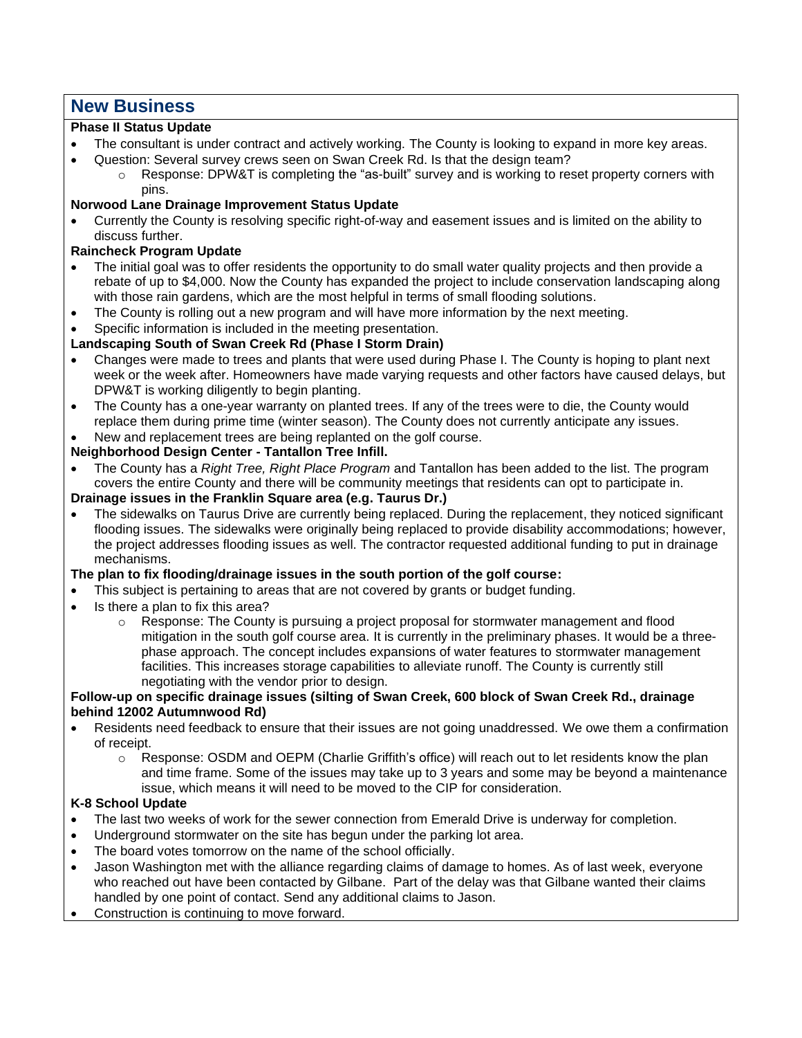## New Business

**Phase II Status Update**

- The consultant is under contract and actively working. The County is looking to expand in more key areas.
- Question: Several survey crews seen on Swan Creek Rd. Is that the design team?
    - Response: DPW&T is completing the "as-built" survey and is working to reset property corners with pins.

**Norwood Lane Drainage Improvement Status Update**

- Currently the County is resolving specific right-of-way and easement issues and is limited on the ability to discuss further.

**Raincheck Program Update**

- The initial goal was to offer residents the opportunity to do small water quality projects and then provide a rebate of up to $4,000. Now the County has expanded the project to include conservation landscaping along with those rain gardens, which are the most helpful in terms of small flooding solutions.
- The County is rolling out a new program and will have more information by the next meeting.
- Specific information is included in the meeting presentation.

**Landscaping South of Swan Creek Rd (Phase I Storm Drain)**

- Changes were made to trees and plants that were used during Phase I. The County is hoping to plant next week or the week after. Homeowners have made varying requests and other factors have caused delays, but DPW&T is working diligently to begin planting.
- The County has a one-year warranty on planted trees. If any of the trees were to die, the County would replace them during prime time (winter season). The County does not currently anticipate any issues.
- New and replacement trees are being replanted on the golf course.

**Neighborhood Design Center - Tantallon Tree Infill.**

- The County has a *Right Tree, Right Place Program* and Tantallon has been added to the list. The program covers the entire County and there will be community meetings that residents can opt to participate in.

**Drainage issues in the Franklin Square area (e.g. Taurus Dr.)**

- The sidewalks on Taurus Drive are currently being replaced. During the replacement, they noticed significant flooding issues. The sidewalks were originally being replaced to provide disability accommodations; however, the project addresses flooding issues as well. The contractor requested additional funding to put in drainage mechanisms.

**The plan to fix flooding/drainage issues in the south portion of the golf course:**

- This subject is pertaining to areas that are not covered by grants or budget funding.
- Is there a plan to fix this area?
    - Response: The County is pursuing a project proposal for stormwater management and flood mitigation in the south golf course area. It is currently in the preliminary phases. It would be a three-phase approach. The concept includes expansions of water features to stormwater management facilities. This increases storage capabilities to alleviate runoff. The County is currently still negotiating with the vendor prior to design.

**Follow-up on specific drainage issues (silting of Swan Creek, 600 block of Swan Creek Rd., drainage behind 12002 Autumnwood Rd)**

- Residents need feedback to ensure that their issues are not going unaddressed. We owe them a confirmation of receipt.
    - Response: OSDM and OEPM (Charlie Griffith's office) will reach out to let residents know the plan and time frame. Some of the issues may take up to 3 years and some may be beyond a maintenance issue, which means it will need to be moved to the CIP for consideration.

**K-8 School Update**

- The last two weeks of work for the sewer connection from Emerald Drive is underway for completion.
- Underground stormwater on the site has begun under the parking lot area.
- The board votes tomorrow on the name of the school officially.
- Jason Washington met with the alliance regarding claims of damage to homes. As of last week, everyone who reached out have been contacted by Gilbane. Part of the delay was that Gilbane wanted their claims handled by one point of contact. Send any additional claims to Jason.
- Construction is continuing to move forward.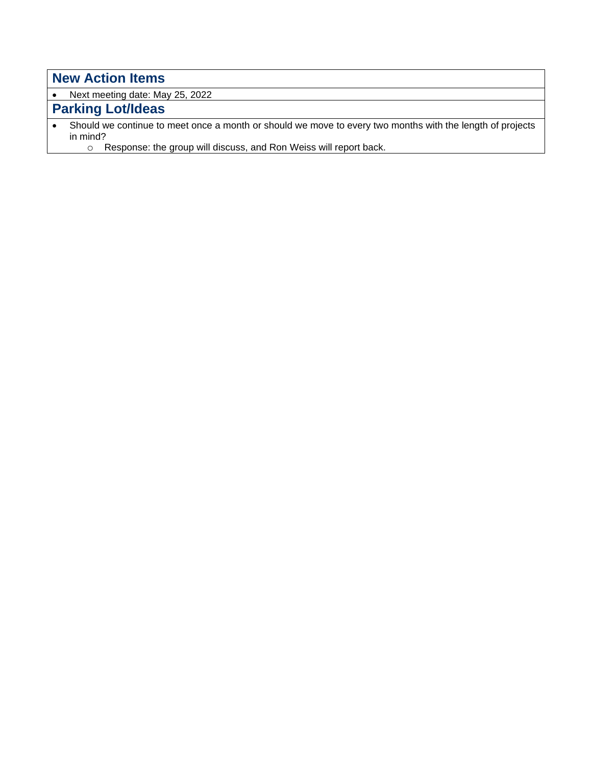## New Action Items

- Next meeting date: May 25, 2022

## Parking Lot/Ideas

- Should we continue to meet once a month or should we move to every two months with the length of projects in mind?
  - Response: the group will discuss, and Ron Weiss will report back.